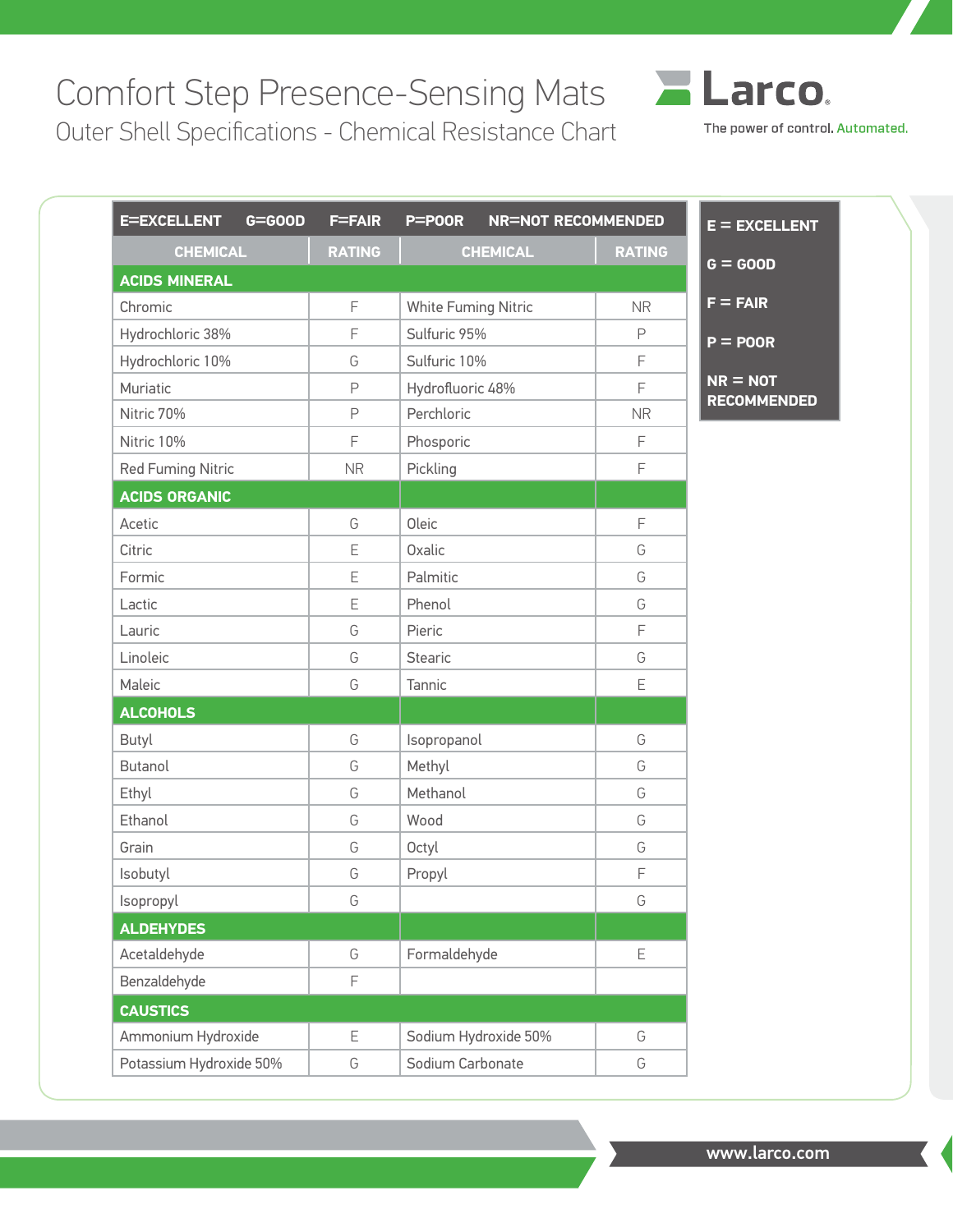# Comfort Step Presence-Sensing Mats

## Outer Shell Specifications - Chemical Resistance Chart

Larco
The power of control. Automated.

E=EXCELLENT G=GOOD F=FAIR P=POOR NR=NOT RECOMMENDED

| CHEMICAL | RATING | CHEMICAL | RATING |
|---|---|---|---|
| **ACIDS MINERAL** | | | |
| Chromic | F | White Fuming Nitric | NR |
| Hydrochloric 38% | F | Sulfuric 95% | P |
| Hydrochloric 10% | G | Sulfuric 10% | F |
| Muriatic | P | Hydrofluoric 48% | F |
| Nitric 70% | P | Perchloric | NR |
| Nitric 10% | F | Phosporic | F |
| Red Fuming Nitric | NR | Pickling | F |
| **ACIDS ORGANIC** | | | |
| Acetic | G | Oleic | F |
| Citric | E | Oxalic | G |
| Formic | E | Palmitic | G |
| Lactic | E | Phenol | G |
| Lauric | G | Pieric | F |
| Linoleic | G | Stearic | G |
| Maleic | G | Tannic | E |
| **ALCOHOLS** | | | |
| Butyl | G | Isopropanol | G |
| Butanol | G | Methyl | G |
| Ethyl | G | Methanol | G |
| Ethanol | G | Wood | G |
| Grain | G | Octyl | G |
| Isobutyl | G | Propyl | F |
| Isopropyl | G | | G |
| **ALDEHYDES** | | | |
| Acetaldehyde | G | Formaldehyde | E |
| Benzaldehyde | F | | |
| **CAUSTICS** | | | |
| Ammonium Hydroxide | E | Sodium Hydroxide 50% | G |
| Potassium Hydroxide 50% | G | Sodium Carbonate | G |

E = EXCELLENT

G = GOOD

F = FAIR

P = POOR

NR = NOT RECOMMENDED

www.larco.com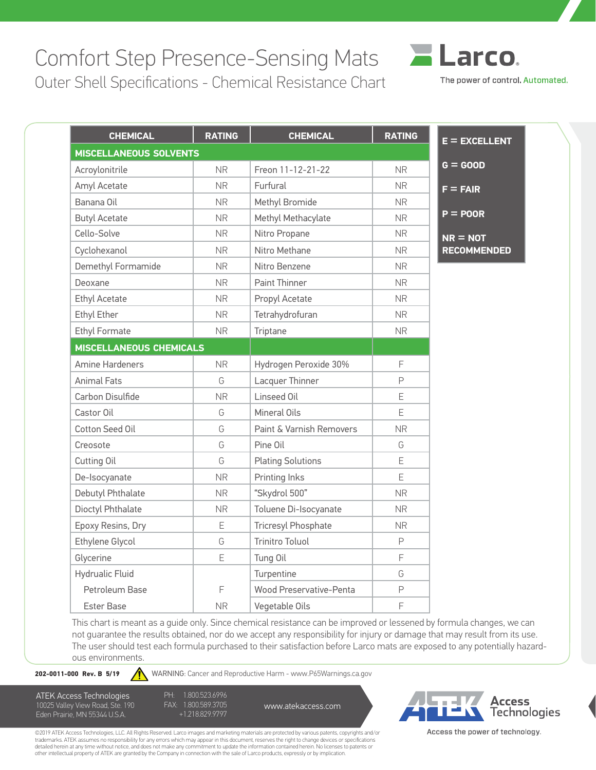# Comfort Step Presence-Sensing Mats

## Outer Shell Specifications - Chemical Resistance Chart

Larco
The power of control. Automated.

| CHEMICAL | RATING | CHEMICAL | RATING |
|---|---|---|---|
| **MISCELLANEOUS SOLVENTS** | | | |
| Acroylonitrile | NR | Freon 11-12-21-22 | NR |
| Amyl Acetate | NR | Furfural | NR |
| Banana Oil | NR | Methyl Bromide | NR |
| Butyl Acetate | NR | Methyl Methacylate | NR |
| Cello-Solve | NR | Nitro Propane | NR |
| Cyclohexanol | NR | Nitro Methane | NR |
| Demethyl Formamide | NR | Nitro Benzene | NR |
| Deoxane | NR | Paint Thinner | NR |
| Ethyl Acetate | NR | Propyl Acetate | NR |
| Ethyl Ether | NR | Tetrahydrofuran | NR |
| Ethyl Formate | NR | Triptane | NR |
| **MISCELLANEOUS CHEMICALS** | | | |
| Amine Hardeners | NR | Hydrogen Peroxide 30% | F |
| Animal Fats | G | Lacquer Thinner | P |
| Carbon Disulfide | NR | Linseed Oil | E |
| Castor Oil | G | Mineral Oils | E |
| Cotton Seed Oil | G | Paint & Varnish Removers | NR |
| Creosote | G | Pine Oil | G |
| Cutting Oil | G | Plating Solutions | E |
| De-Isocyanate | NR | Printing Inks | E |
| Debutyl Phthalate | NR | "Skydrol 500" | NR |
| Dioctyl Phthalate | NR | Toluene Di-Isocyanate | NR |
| Epoxy Resins, Dry | E | Tricresyl Phosphate | NR |
| Ethylene Glycol | G | Trinitro Toluol | P |
| Glycerine | E | Tung Oil | F |
| Hydraulic Fluid | | Turpentine | G |
| Petroleum Base | F | Wood Preservative-Penta | P |
| Ester Base | NR | Vegetable Oils | F |

**E = EXCELLENT**
**G = GOOD**
**F = FAIR**
**P = POOR**
**NR = NOT RECOMMENDED**

This chart is meant as a guide only. Since chemical resistance can be improved or lessened by formula changes, we can not guarantee the results obtained, nor do we accept any responsibility for injury or damage that may result from its use. The user should test each formula purchased to their satisfaction before Larco mats are exposed to any potentially hazardous environments.

**202-0011-000 Rev. B 5/19**

WARNING: Cancer and Reproductive Harm - www.P65Warnings.ca.gov

ATEK Access Technologies
10025 Valley View Road, Ste. 190
Eden Prairie, MN 55344 U.S.A.

PH: 1.800.523.6996
FAX: 1.800.589.3705
+1.218.829.9797

www.atekaccess.com

ATEK Access Technologies
Access the power of technology.

©2019 ATEK Access Technologies, LLC. All Rights Reserved. Larco images and marketing materials are protected by various patents, copyrights and/or trademarks. ATEK assumes no responsibility for any errors which may appear in this document, reserves the right to change devices or specifications detailed herein at any time without notice, and does not make any commitment to update the information contained herein. No licenses to patents or other intellectual property of ATEK are granted by the Company in connection with the sale of Larco products, expressly or by implication.